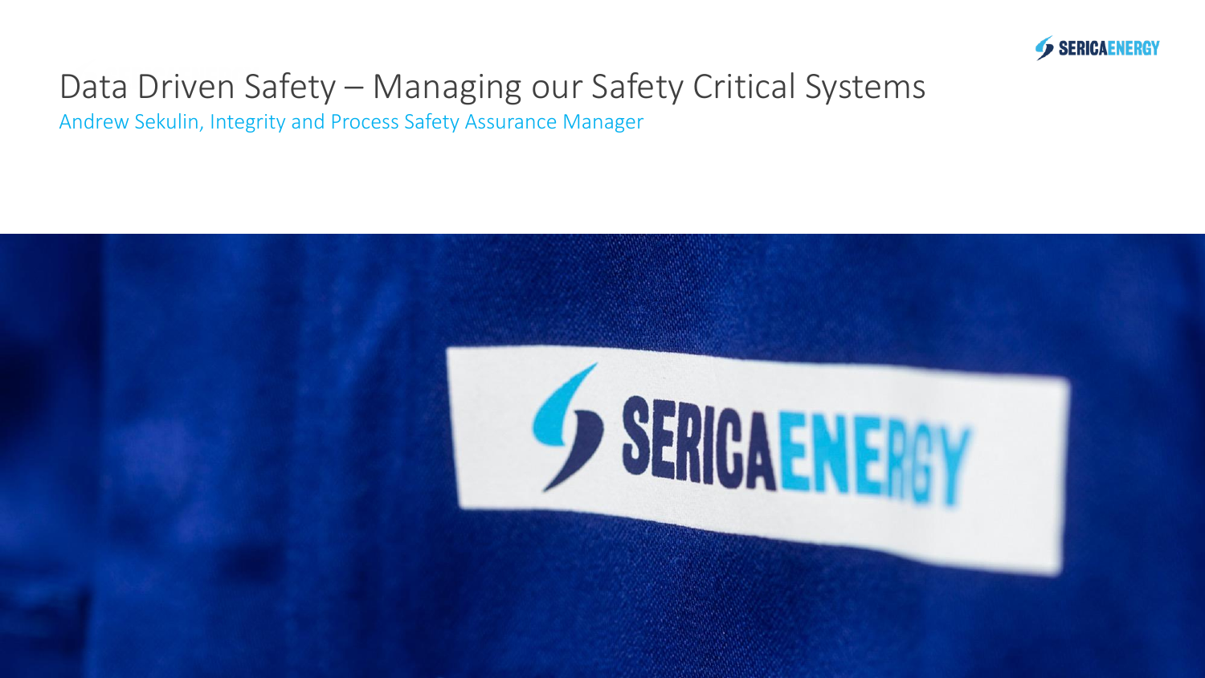# Data Driven Safety – Managing our Safety Critical Systems

Andrew Sekulin, Integrity and Process Safety Assurance Manager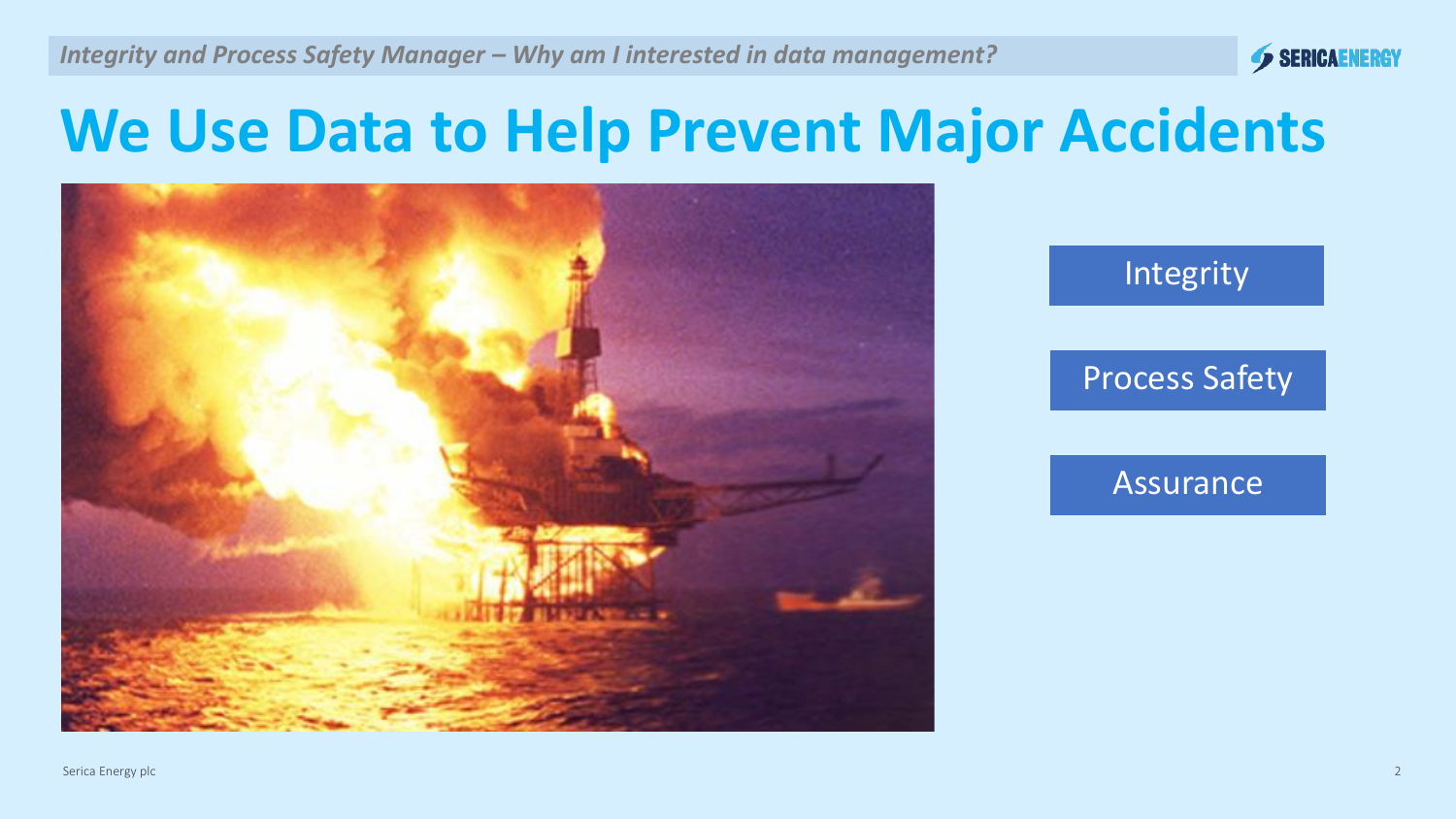*Integrity and Process Safety Manager – Why am I interested in data management?*

# We Use Data to Help Prevent Major Accidents

- Integrity
- Process Safety
- Assurance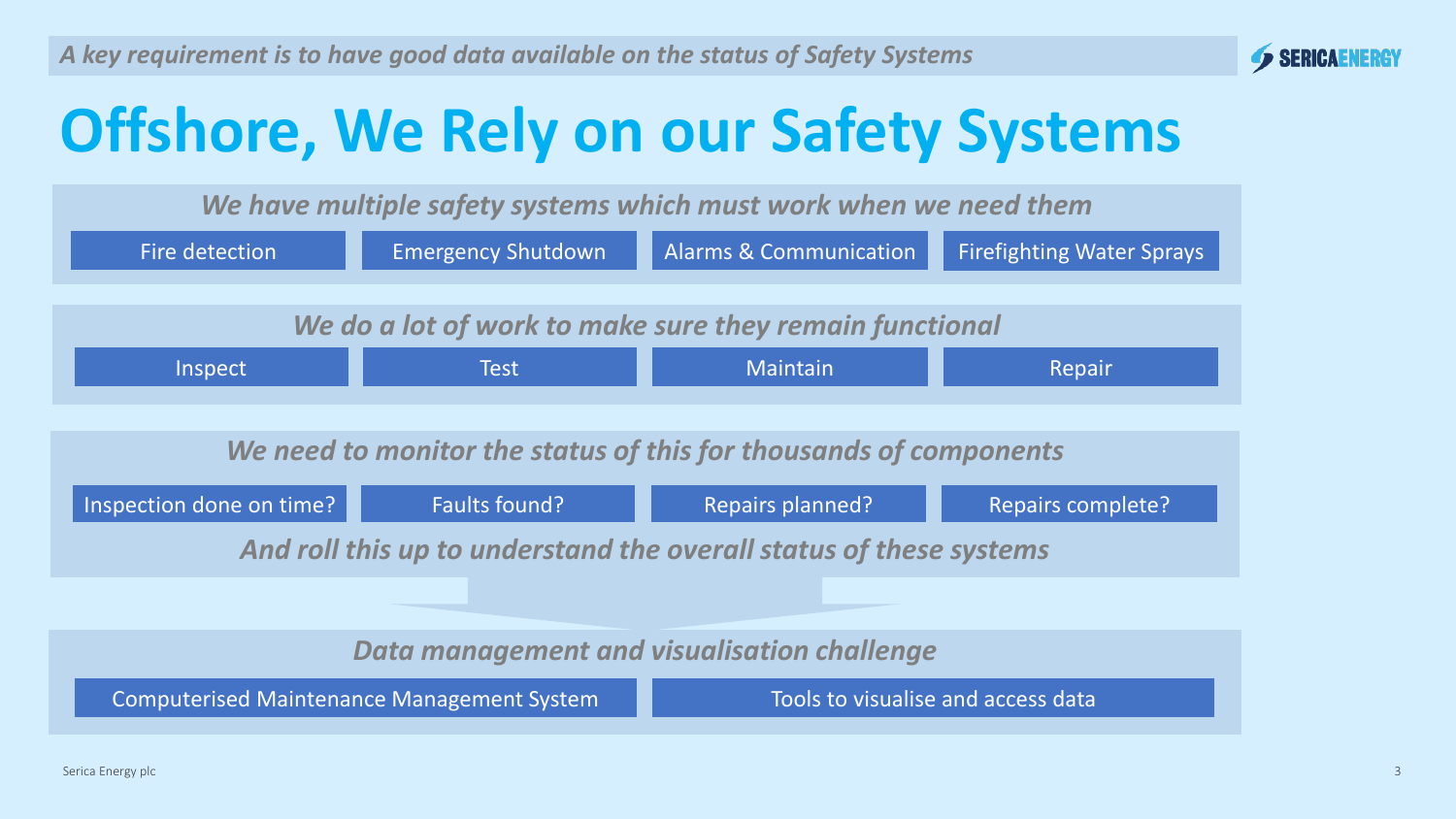*A key requirement is to have good data available on the status of Safety Systems*

# Offshore, We Rely on our Safety Systems

*We have multiple safety systems which must work when we need them*

- Fire detection
- Emergency Shutdown
- Alarms & Communication
- Firefighting Water Sprays

*We do a lot of work to make sure they remain functional*

- Inspect
- Test
- Maintain
- Repair

*We need to monitor the status of this for thousands of components*

- Inspection done on time?
- Faults found?
- Repairs planned?
- Repairs complete?

*And roll this up to understand the overall status of these systems*

*Data management and visualisation challenge*

- Computerised Maintenance Management System
- Tools to visualise and access data

Serica Energy plc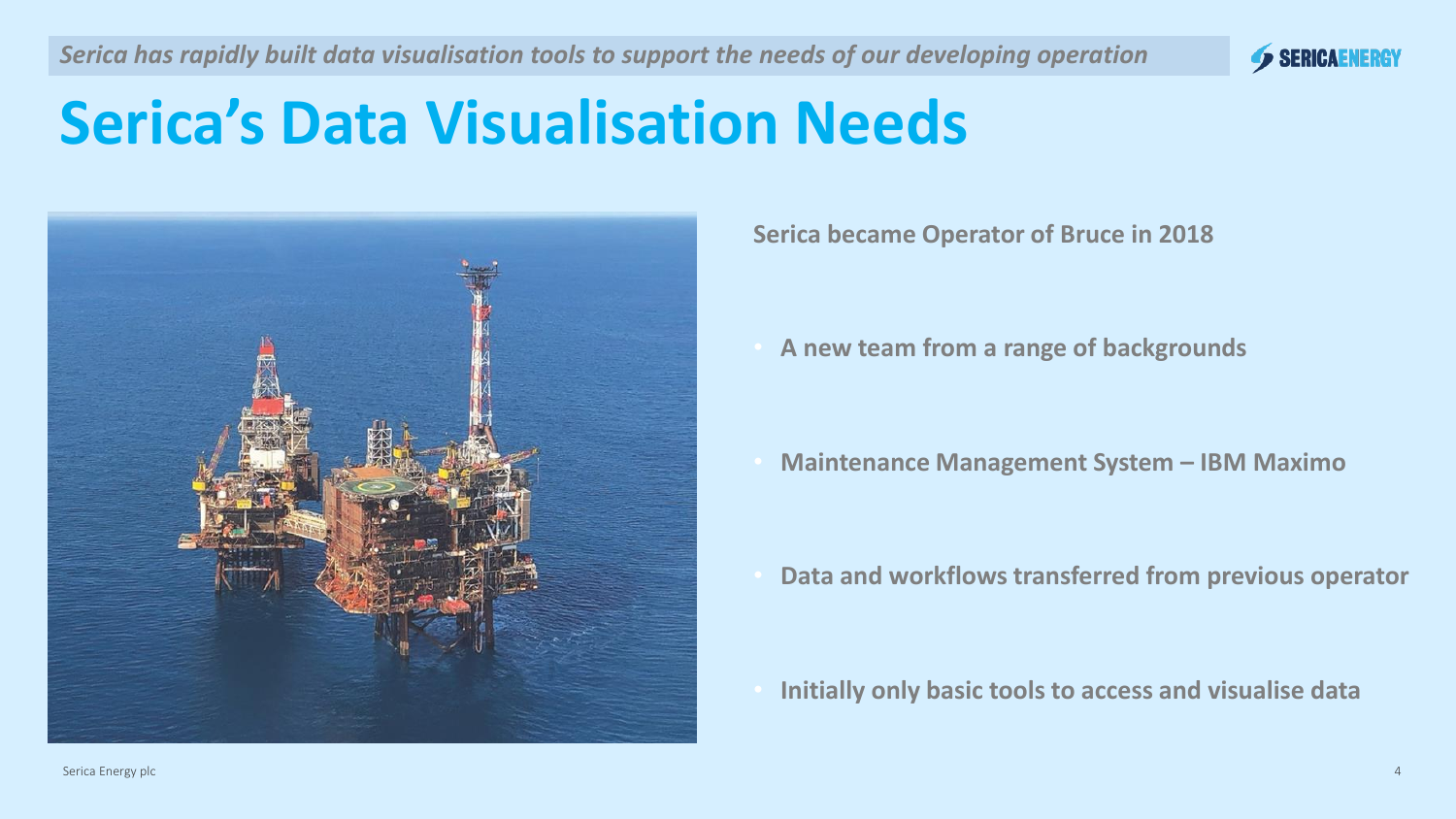*Serica has rapidly built data visualisation tools to support the needs of our developing operation*

# Serica's Data Visualisation Needs

**Serica became Operator of Bruce in 2018**

- **A new team from a range of backgrounds**
- **Maintenance Management System – IBM Maximo**
- **Data and workflows transferred from previous operator**
- **Initially only basic tools to access and visualise data**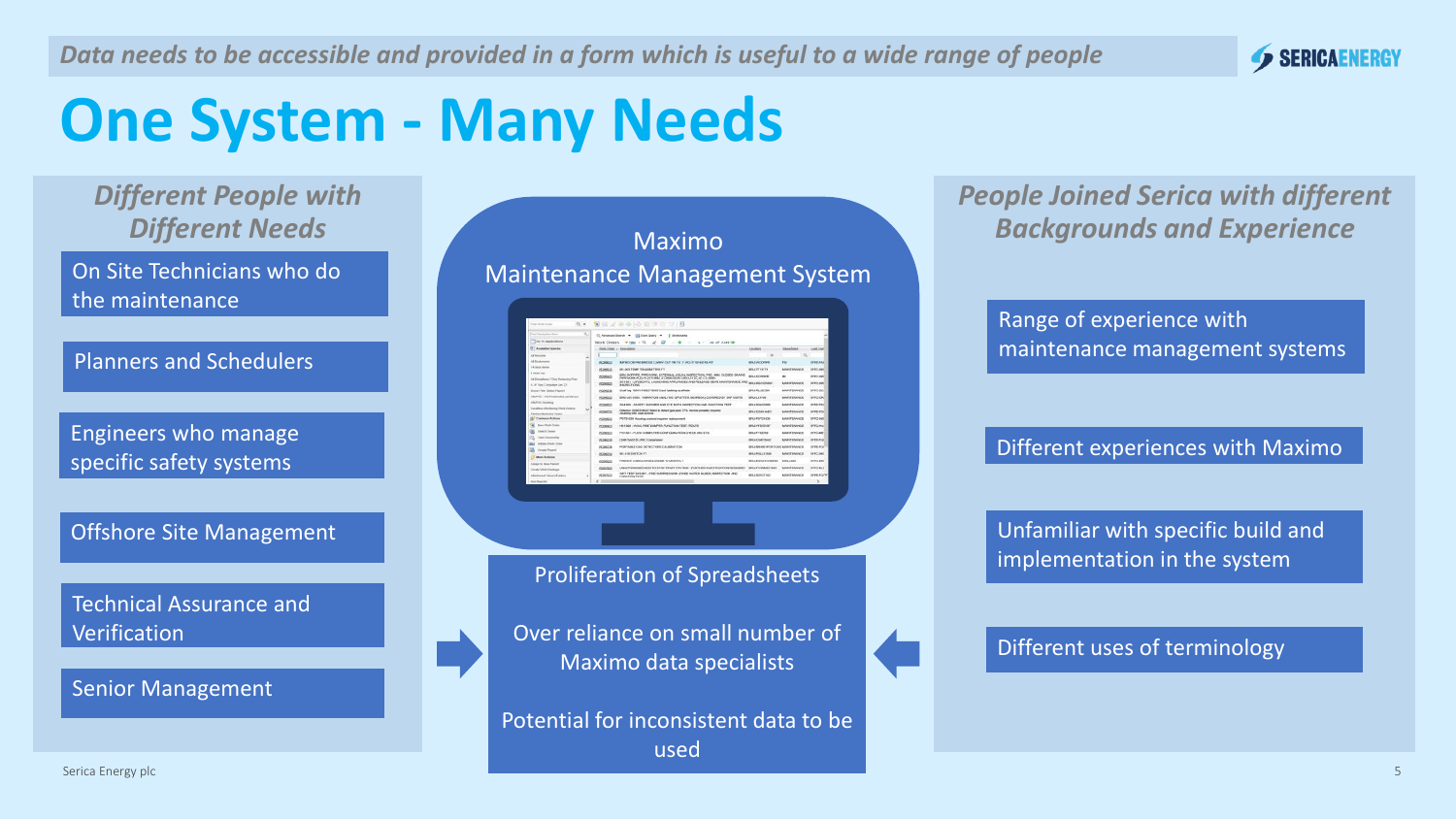*Data needs to be accessible and provided in a form which is useful to a wide range of people*

# One System - Many Needs

### *Different People with Different Needs*

- On Site Technicians who do the maintenance
- Planners and Schedulers
- Engineers who manage specific safety systems
- Offshore Site Management
- Technical Assurance and Verification
- Senior Management

### Maximo Maintenance Management System

Proliferation of Spreadsheets

Over reliance on small number of Maximo data specialists

Potential for inconsistent data to be used

### *People Joined Serica with different Backgrounds and Experience*

- Range of experience with maintenance management systems
- Different experiences with Maximo
- Unfamiliar with specific build and implementation in the system
- Different uses of terminology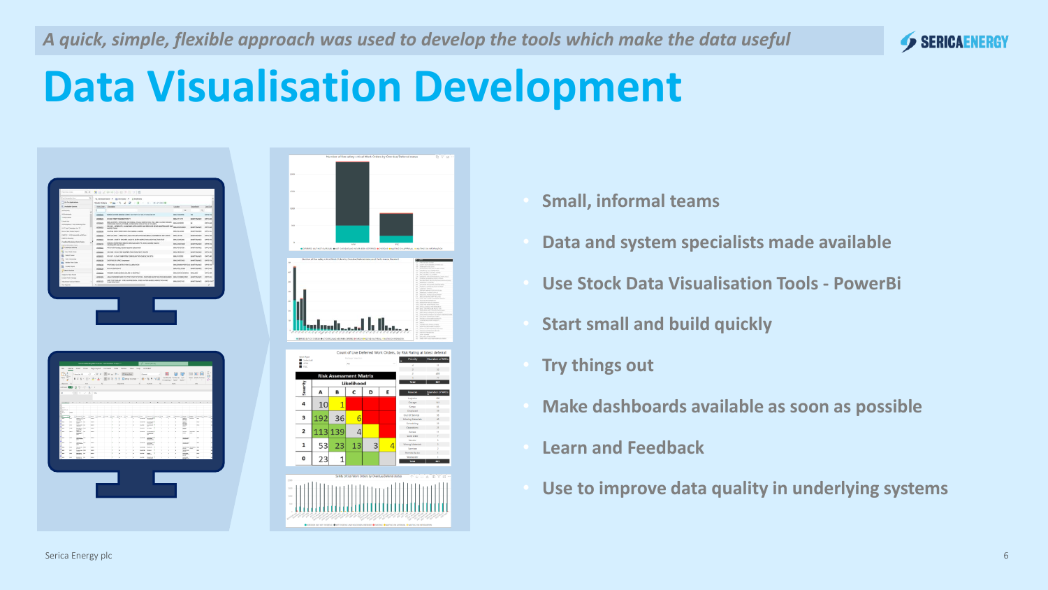*A quick, simple, flexible approach was used to develop the tools which make the data useful*

# Data Visualisation Development

- Small, informal teams
- Data and system specialists made available
- Use Stock Data Visualisation Tools - PowerBi
- Start small and build quickly
- Try things out
- Make dashboards available as soon as possible
- Learn and Feedback
- Use to improve data quality in underlying systems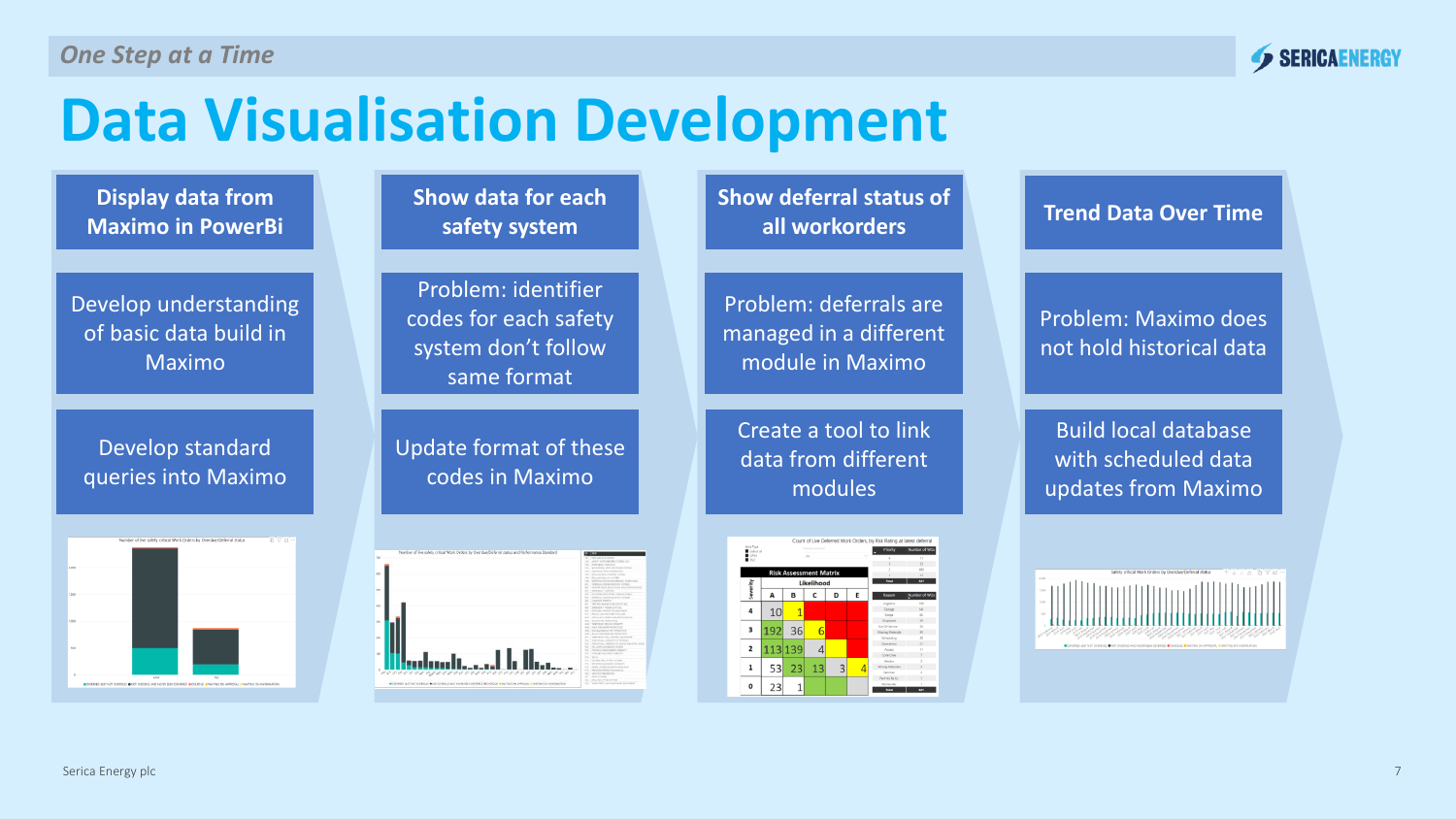# Data Visualisation Development

## Display data from Maximo in PowerBi

Develop understanding of basic data build in Maximo

Develop standard queries into Maximo

## Show data for each safety system

Problem: identifier codes for each safety system don't follow same format

Update format of these codes in Maximo

## Show deferral status of all workorders

Problem: deferrals are managed in a different module in Maximo

Create a tool to link data from different modules

## Trend Data Over Time

Problem: Maximo does not hold historical data

Build local database with scheduled data updates from Maximo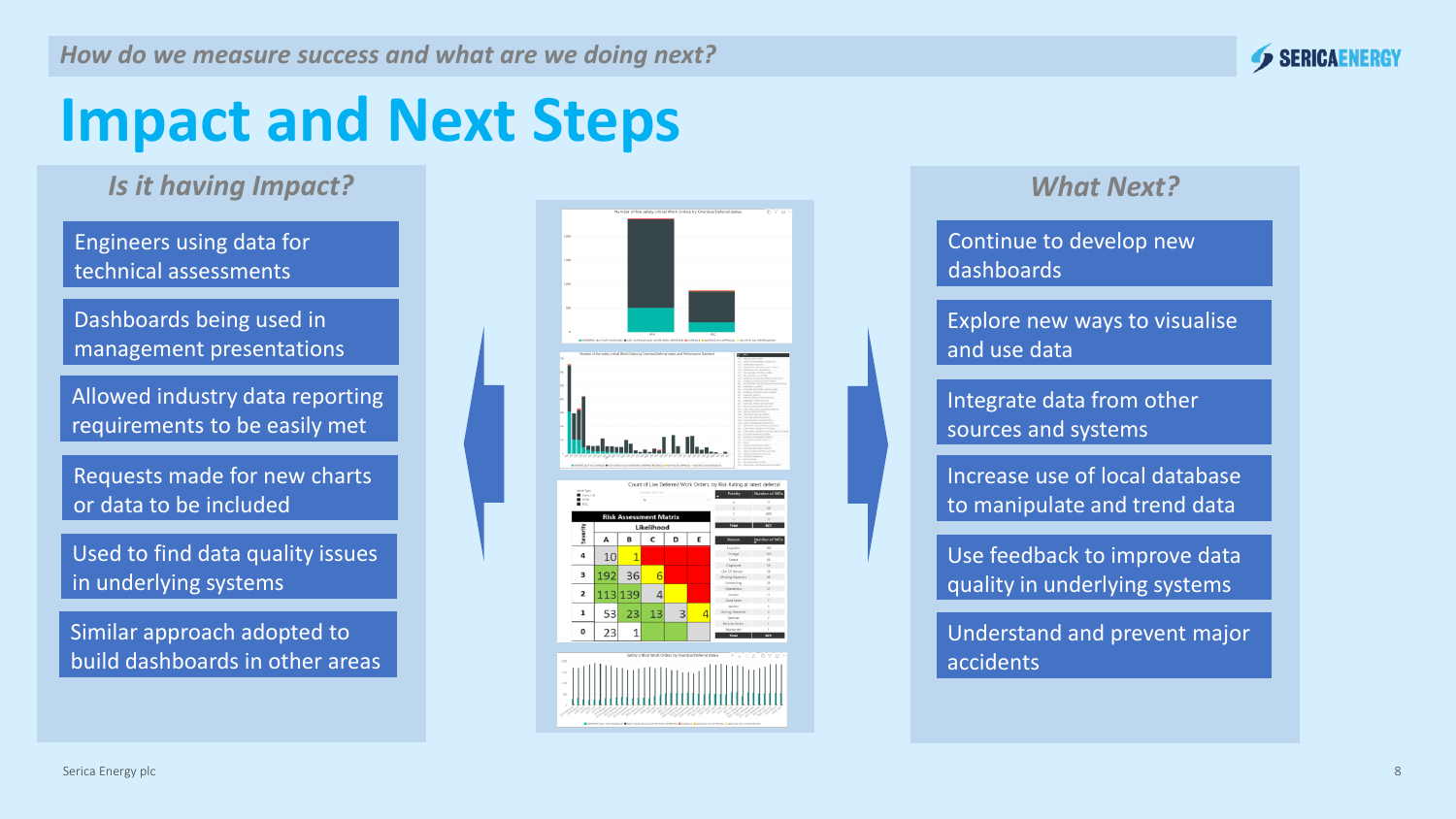*How do we measure success and what are we doing next?*

# Impact and Next Steps

## *Is it having Impact?*

- Engineers using data for technical assessments
- Dashboards being used in management presentations
- Allowed industry data reporting requirements to be easily met
- Requests made for new charts or data to be included
- Used to find data quality issues in underlying systems
- Similar approach adopted to build dashboards in other areas

## *What Next?*

- Continue to develop new dashboards
- Explore new ways to visualise and use data
- Integrate data from other sources and systems
- Increase use of local database to manipulate and trend data
- Use feedback to improve data quality in underlying systems
- Understand and prevent major accidents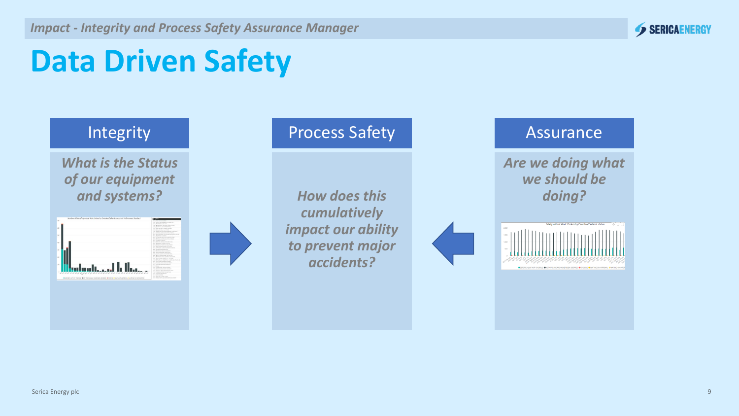# Data Driven Safety

## Integrity

*What is the Status of our equipment and systems?*

## Process Safety

*How does this cumulatively impact our ability to prevent major accidents?*

## Assurance

*Are we doing what we should be doing?*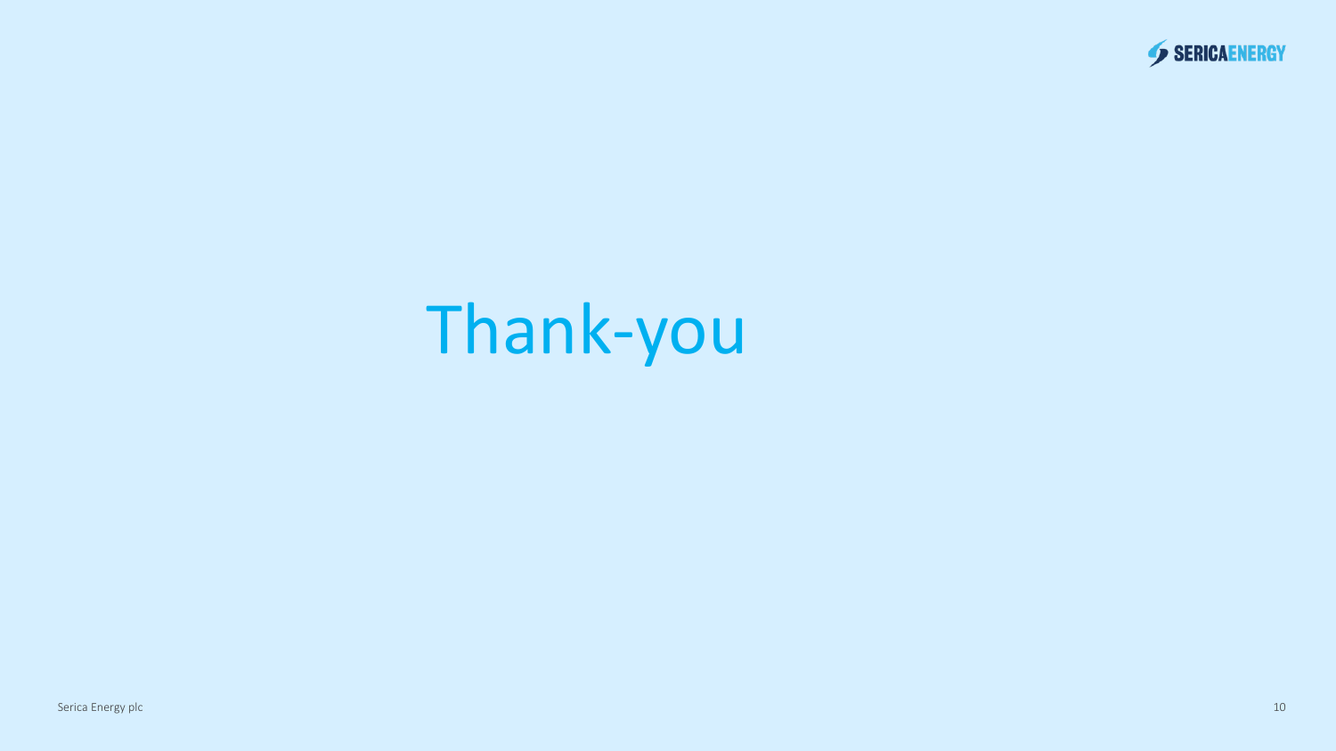# Thank-you